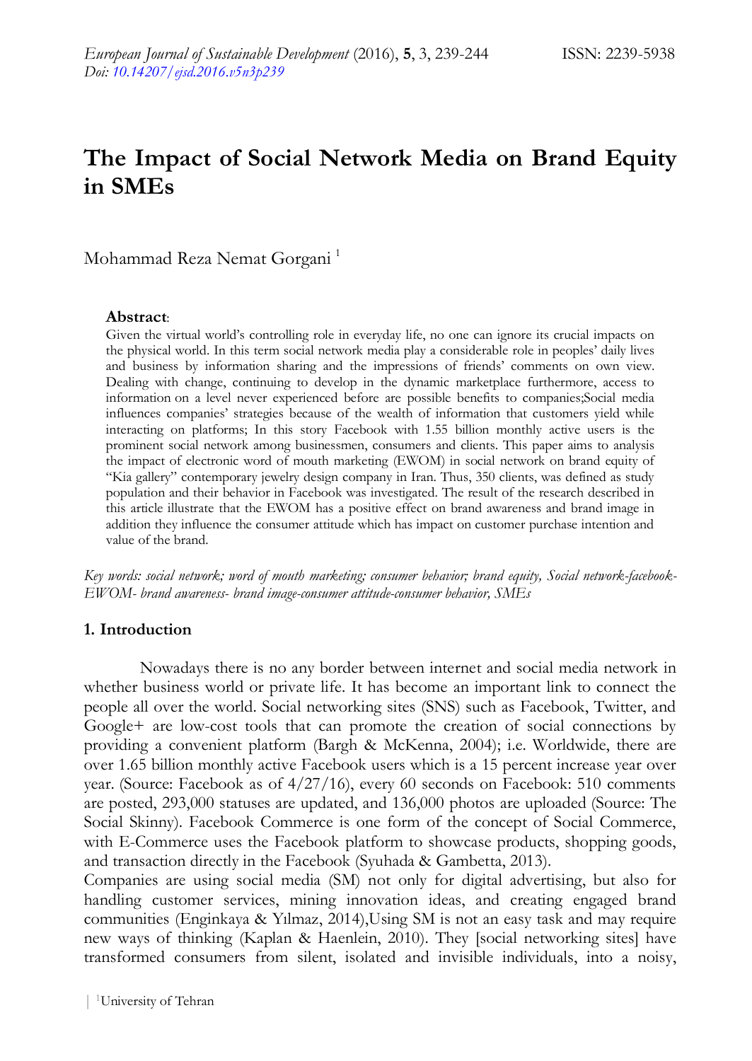# The Impact of Social Network Media on Brand Equity in SMEs

Mohammad Reza Nemat Gorgani [1]

**Abstract**:

Given the virtual world's controlling role in everyday life, no one can ignore its crucial impacts on the physical world. In this term social network media play a considerable role in peoples' daily lives and business by information sharing and the impressions of friends' comments on own view. Dealing with change, continuing to develop in the dynamic marketplace furthermore, access to information on a level never experienced before are possible benefits to companies;Social media influences companies' strategies because of the wealth of information that customers yield while interacting on platforms; In this story Facebook with 1.55 billion monthly active users is the prominent social network among businessmen, consumers and clients. This paper aims to analysis the impact of electronic word of mouth marketing (EWOM) in social network on brand equity of "Kia gallery" contemporary jewelry design company in Iran. Thus, 350 clients, was defined as study population and their behavior in Facebook was investigated. The result of the research described in this article illustrate that the EWOM has a positive effect on brand awareness and brand image in addition they influence the consumer attitude which has impact on customer purchase intention and value of the brand.

*Key words: social network; word of mouth marketing; consumer behavior; brand equity, Social network-facebook-EWOM- brand awareness- brand image-consumer attitude-consumer behavior, SMEs*

## 1. Introduction

Nowadays there is no any border between internet and social media network in whether business world or private life. It has become an important link to connect the people all over the world. Social networking sites (SNS) such as Facebook, Twitter, and Google+ are low-cost tools that can promote the creation of social connections by providing a convenient platform (Bargh & McKenna, 2004); i.e. Worldwide, there are over 1.65 billion monthly active Facebook users which is a 15 percent increase year over year. (Source: Facebook as of 4/27/16), every 60 seconds on Facebook: 510 comments are posted, 293,000 statuses are updated, and 136,000 photos are uploaded (Source: The Social Skinny). Facebook Commerce is one form of the concept of Social Commerce, with E-Commerce uses the Facebook platform to showcase products, shopping goods, and transaction directly in the Facebook (Syuhada & Gambetta, 2013).

Companies are using social media (SM) not only for digital advertising, but also for handling customer services, mining innovation ideas, and creating engaged brand communities (Enginkaya & Yılmaz, 2014),Using SM is not an easy task and may require new ways of thinking (Kaplan & Haenlein, 2010). They [social networking sites] have transformed consumers from silent, isolated and invisible individuals, into a noisy,

[1] University of Tehran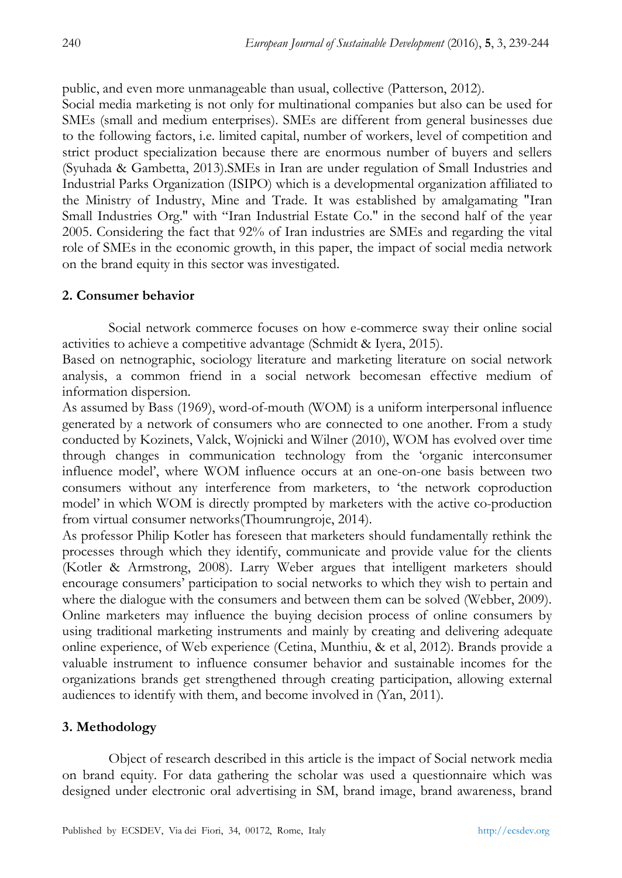public, and even more unmanageable than usual, collective (Patterson, 2012).

Social media marketing is not only for multinational companies but also can be used for SMEs (small and medium enterprises). SMEs are different from general businesses due to the following factors, i.e. limited capital, number of workers, level of competition and strict product specialization because there are enormous number of buyers and sellers (Syuhada & Gambetta, 2013).SMEs in Iran are under regulation of Small Industries and Industrial Parks Organization (ISIPO) which is a developmental organization affiliated to the Ministry of Industry, Mine and Trade. It was established by amalgamating "Iran Small Industries Org." with "Iran Industrial Estate Co." in the second half of the year 2005. Considering the fact that 92% of Iran industries are SMEs and regarding the vital role of SMEs in the economic growth, in this paper, the impact of social media network on the brand equity in this sector was investigated.

## 2. Consumer behavior

Social network commerce focuses on how e-commerce sway their online social activities to achieve a competitive advantage (Schmidt & Iyera, 2015).

Based on netnographic, sociology literature and marketing literature on social network analysis, a common friend in a social network becomesan effective medium of information dispersion.

As assumed by Bass (1969), word-of-mouth (WOM) is a uniform interpersonal influence generated by a network of consumers who are connected to one another. From a study conducted by Kozinets, Valck, Wojnicki and Wilner (2010), WOM has evolved over time through changes in communication technology from the 'organic interconsumer influence model', where WOM influence occurs at an one-on-one basis between two consumers without any interference from marketers, to 'the network coproduction model' in which WOM is directly prompted by marketers with the active co-production from virtual consumer networks(Thoumrungroje, 2014).

As professor Philip Kotler has foreseen that marketers should fundamentally rethink the processes through which they identify, communicate and provide value for the clients (Kotler & Armstrong, 2008). Larry Weber argues that intelligent marketers should encourage consumers' participation to social networks to which they wish to pertain and where the dialogue with the consumers and between them can be solved (Webber, 2009). Online marketers may influence the buying decision process of online consumers by using traditional marketing instruments and mainly by creating and delivering adequate online experience, of Web experience (Cetina, Munthiu, & et al, 2012). Brands provide a valuable instrument to influence consumer behavior and sustainable incomes for the organizations brands get strengthened through creating participation, allowing external audiences to identify with them, and become involved in (Yan, 2011).

## 3. Methodology

Object of research described in this article is the impact of Social network media on brand equity. For data gathering the scholar was used a questionnaire which was designed under electronic oral advertising in SM, brand image, brand awareness, brand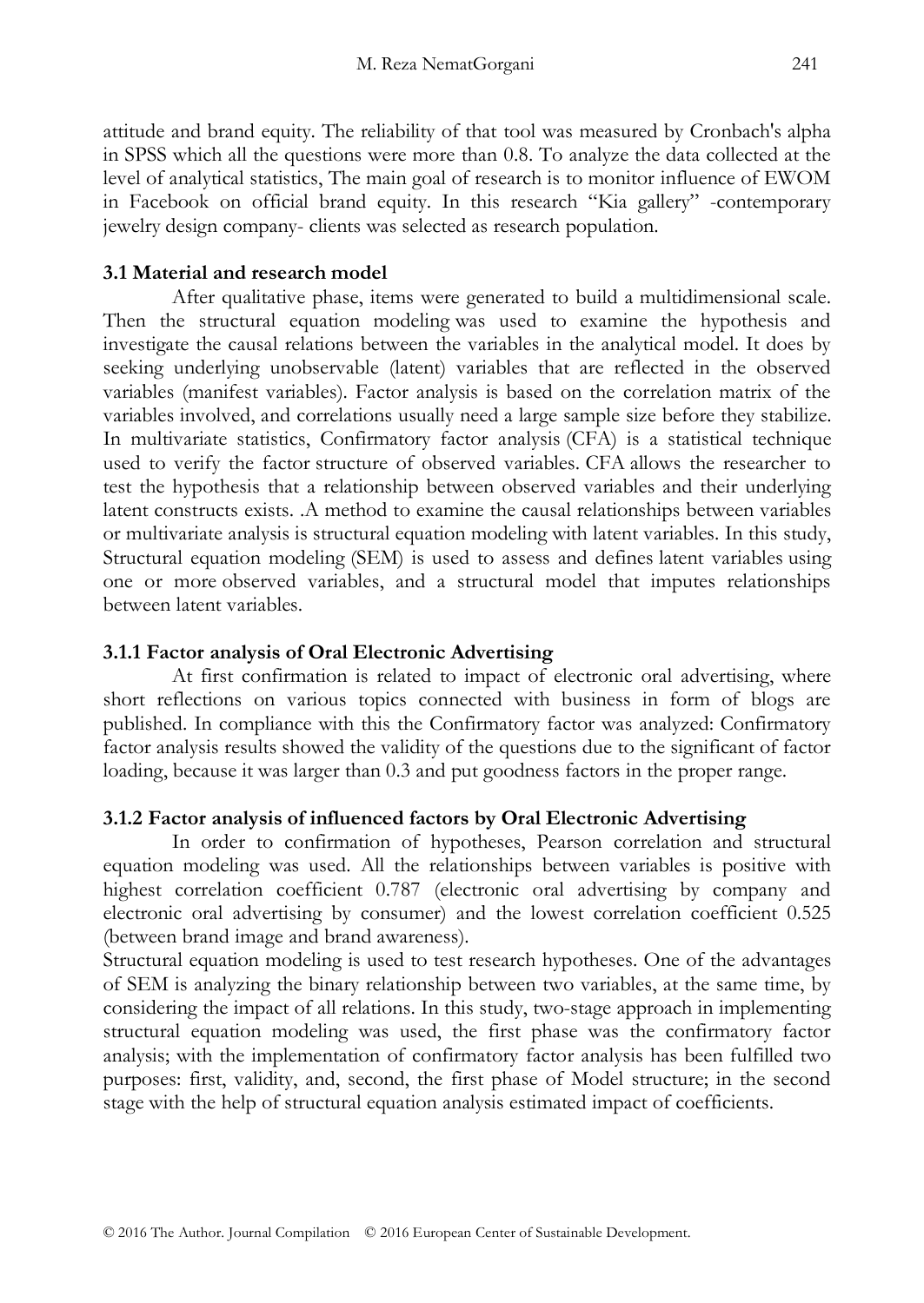attitude and brand equity. The reliability of that tool was measured by Cronbach's alpha in SPSS which all the questions were more than 0.8. To analyze the data collected at the level of analytical statistics, The main goal of research is to monitor influence of EWOM in Facebook on official brand equity. In this research "Kia gallery" -contemporary jewelry design company- clients was selected as research population.

### 3.1 Material and research model

After qualitative phase, items were generated to build a multidimensional scale. Then the structural equation modeling was used to examine the hypothesis and investigate the causal relations between the variables in the analytical model. It does by seeking underlying unobservable (latent) variables that are reflected in the observed variables (manifest variables). Factor analysis is based on the correlation matrix of the variables involved, and correlations usually need a large sample size before they stabilize. In multivariate statistics, Confirmatory factor analysis (CFA) is a statistical technique used to verify the factor structure of observed variables. CFA allows the researcher to test the hypothesis that a relationship between observed variables and their underlying latent constructs exists. .A method to examine the causal relationships between variables or multivariate analysis is structural equation modeling with latent variables. In this study, Structural equation modeling (SEM) is used to assess and defines latent variables using one or more observed variables, and a structural model that imputes relationships between latent variables.

#### 3.1.1 Factor analysis of Oral Electronic Advertising

At first confirmation is related to impact of electronic oral advertising, where short reflections on various topics connected with business in form of blogs are published. In compliance with this the Confirmatory factor was analyzed: Confirmatory factor analysis results showed the validity of the questions due to the significant of factor loading, because it was larger than 0.3 and put goodness factors in the proper range.

#### 3.1.2 Factor analysis of influenced factors by Oral Electronic Advertising

In order to confirmation of hypotheses, Pearson correlation and structural equation modeling was used. All the relationships between variables is positive with highest correlation coefficient 0.787 (electronic oral advertising by company and electronic oral advertising by consumer) and the lowest correlation coefficient 0.525 (between brand image and brand awareness).

Structural equation modeling is used to test research hypotheses. One of the advantages of SEM is analyzing the binary relationship between two variables, at the same time, by considering the impact of all relations. In this study, two-stage approach in implementing structural equation modeling was used, the first phase was the confirmatory factor analysis; with the implementation of confirmatory factor analysis has been fulfilled two purposes: first, validity, and, second, the first phase of Model structure; in the second stage with the help of structural equation analysis estimated impact of coefficients.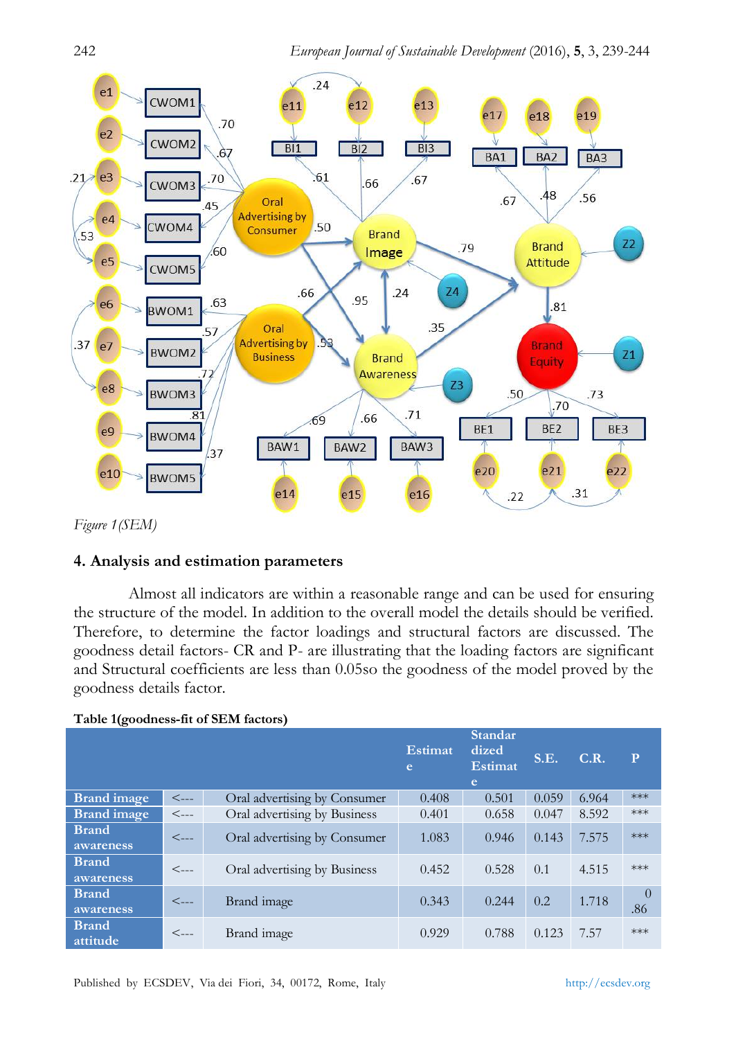*Figure 1(SEM)*

## 4. Analysis and estimation parameters

Almost all indicators are within a reasonable range and can be used for ensuring the structure of the model. In addition to the overall model the details should be verified. Therefore, to determine the factor loadings and structural factors are discussed. The goodness detail factors- CR and P- are illustrating that the loading factors are significant and Structural coefficients are less than 0.05so the goodness of the model proved by the goodness details factor.

**Table 1(goodness-fit of SEM factors)**

| | | | Estimate | Standardized Estimate | S.E. | C.R. | P |
|---|---|---|---|---|---|---|---|
| Brand image | <--- | Oral advertising by Consumer | 0.408 | 0.501 | 0.059 | 6.964 | *** |
| Brand image | <--- | Oral advertising by Business | 0.401 | 0.658 | 0.047 | 8.592 | *** |
| Brand awareness | <--- | Oral advertising by Consumer | 1.083 | 0.946 | 0.143 | 7.575 | *** |
| Brand awareness | <--- | Oral advertising by Business | 0.452 | 0.528 | 0.1 | 4.515 | *** |
| Brand awareness | <--- | Brand image | 0.343 | 0.244 | 0.2 | 1.718 | 0 .86 |
| Brand attitude | <--- | Brand image | 0.929 | 0.788 | 0.123 | 7.57 | *** |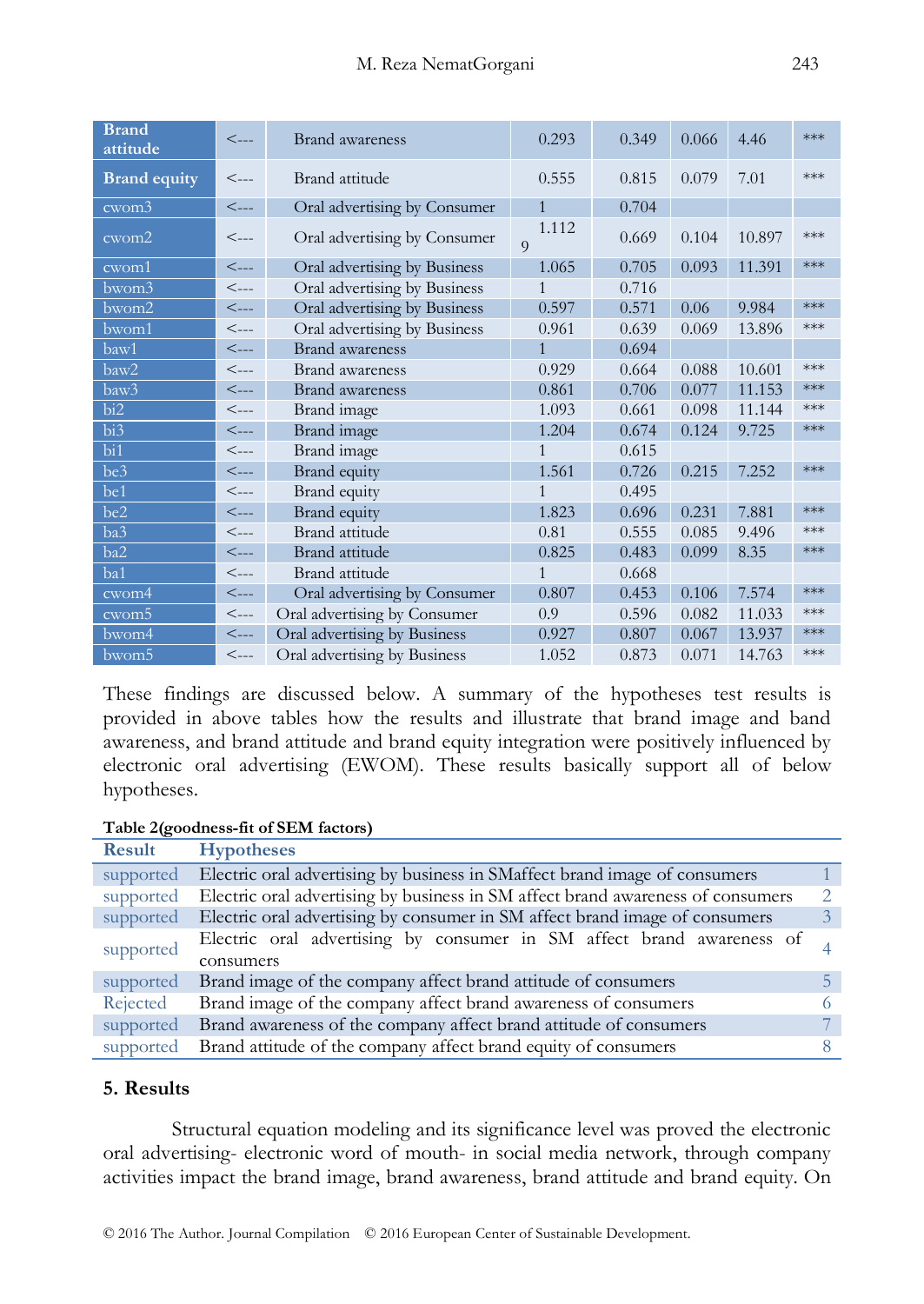| | | | | | | | |
|---|---|---|---|---|---|---|---|
| **Brand attitude** | <--- | Brand awareness | 0.293 | 0.349 | 0.066 | 4.46 | *** |
| **Brand equity** | <--- | Brand attitude | 0.555 | 0.815 | 0.079 | 7.01 | *** |
| cwom3 | <--- | Oral advertising by Consumer | 1 | 0.704 | | | |
| cwom2 | <--- | Oral advertising by Consumer | 1.112 9 | 0.669 | 0.104 | 10.897 | *** |
| cwom1 | <--- | Oral advertising by Business | 1.065 | 0.705 | 0.093 | 11.391 | *** |
| bwom3 | <--- | Oral advertising by Business | 1 | 0.716 | | | |
| bwom2 | <--- | Oral advertising by Business | 0.597 | 0.571 | 0.06 | 9.984 | *** |
| bwom1 | <--- | Oral advertising by Business | 0.961 | 0.639 | 0.069 | 13.896 | *** |
| baw1 | <--- | Brand awareness | 1 | 0.694 | | | |
| baw2 | <--- | Brand awareness | 0.929 | 0.664 | 0.088 | 10.601 | *** |
| baw3 | <--- | Brand awareness | 0.861 | 0.706 | 0.077 | 11.153 | *** |
| bi2 | <--- | Brand image | 1.093 | 0.661 | 0.098 | 11.144 | *** |
| bi3 | <--- | Brand image | 1.204 | 0.674 | 0.124 | 9.725 | *** |
| bi1 | <--- | Brand image | 1 | 0.615 | | | |
| be3 | <--- | Brand equity | 1.561 | 0.726 | 0.215 | 7.252 | *** |
| be1 | <--- | Brand equity | 1 | 0.495 | | | |
| be2 | <--- | Brand equity | 1.823 | 0.696 | 0.231 | 7.881 | *** |
| ba3 | <--- | Brand attitude | 0.81 | 0.555 | 0.085 | 9.496 | *** |
| ba2 | <--- | Brand attitude | 0.825 | 0.483 | 0.099 | 8.35 | *** |
| ba1 | <--- | Brand attitude | 1 | 0.668 | | | |
| cwom4 | <--- | Oral advertising by Consumer | 0.807 | 0.453 | 0.106 | 7.574 | *** |
| cwom5 | <--- | Oral advertising by Consumer | 0.9 | 0.596 | 0.082 | 11.033 | *** |
| bwom4 | <--- | Oral advertising by Business | 0.927 | 0.807 | 0.067 | 13.937 | *** |
| bwom5 | <--- | Oral advertising by Business | 1.052 | 0.873 | 0.071 | 14.763 | *** |

These findings are discussed below. A summary of the hypotheses test results is provided in above tables how the results and illustrate that brand image and band awareness, and brand attitude and brand equity integration were positively influenced by electronic oral advertising (EWOM). These results basically support all of below hypotheses.

**Table 2(goodness-fit of SEM factors)**

| Result | Hypotheses | |
|---|---|---|
| supported | Electric oral advertising by business in SMaffect brand image of consumers | 1 |
| supported | Electric oral advertising by business in SM affect brand awareness of consumers | 2 |
| supported | Electric oral advertising by consumer in SM affect brand image of consumers | 3 |
| supported | Electric oral advertising by consumer in SM affect brand awareness of consumers | 4 |
| supported | Brand image of the company affect brand attitude of consumers | 5 |
| Rejected | Brand image of the company affect brand awareness of consumers | 6 |
| supported | Brand awareness of the company affect brand attitude of consumers | 7 |
| supported | Brand attitude of the company affect brand equity of consumers | 8 |

## 5. Results

Structural equation modeling and its significance level was proved the electronic oral advertising- electronic word of mouth- in social media network, through company activities impact the brand image, brand awareness, brand attitude and brand equity. On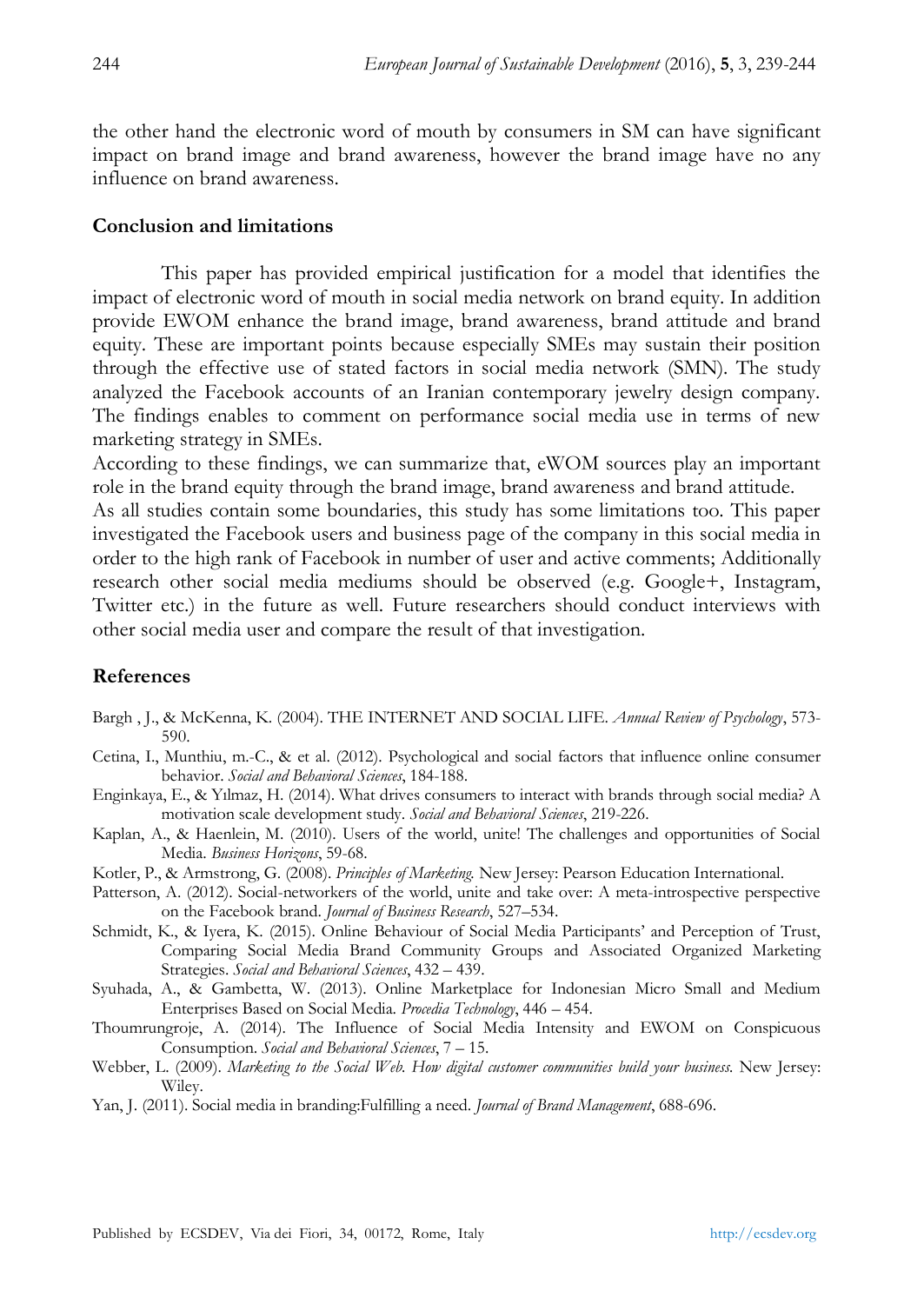the other hand the electronic word of mouth by consumers in SM can have significant impact on brand image and brand awareness, however the brand image have no any influence on brand awareness.

## Conclusion and limitations

This paper has provided empirical justification for a model that identifies the impact of electronic word of mouth in social media network on brand equity. In addition provide EWOM enhance the brand image, brand awareness, brand attitude and brand equity. These are important points because especially SMEs may sustain their position through the effective use of stated factors in social media network (SMN). The study analyzed the Facebook accounts of an Iranian contemporary jewelry design company. The findings enables to comment on performance social media use in terms of new marketing strategy in SMEs.

According to these findings, we can summarize that, eWOM sources play an important role in the brand equity through the brand image, brand awareness and brand attitude.

As all studies contain some boundaries, this study has some limitations too. This paper investigated the Facebook users and business page of the company in this social media in order to the high rank of Facebook in number of user and active comments; Additionally research other social media mediums should be observed (e.g. Google+, Instagram, Twitter etc.) in the future as well. Future researchers should conduct interviews with other social media user and compare the result of that investigation.

## References

Bargh , J., & McKenna, K. (2004). THE INTERNET AND SOCIAL LIFE. *Annual Review of Psychology*, 573-590.

Cetina, I., Munthiu, m.-C., & et al. (2012). Psychological and social factors that influence online consumer behavior. *Social and Behavioral Sciences*, 184-188.

Enginkaya, E., & Yılmaz, H. (2014). What drives consumers to interact with brands through social media? A motivation scale development study. *Social and Behavioral Sciences*, 219-226.

Kaplan, A., & Haenlein, M. (2010). Users of the world, unite! The challenges and opportunities of Social Media. *Business Horizons*, 59-68.

Kotler, P., & Armstrong, G. (2008). *Principles of Marketing.* New Jersey: Pearson Education International.

Patterson, A. (2012). Social-networkers of the world, unite and take over: A meta-introspective perspective on the Facebook brand. *Journal of Business Research*, 527–534.

Schmidt, K., & Iyera, K. (2015). Online Behaviour of Social Media Participants' and Perception of Trust, Comparing Social Media Brand Community Groups and Associated Organized Marketing Strategies. *Social and Behavioral Sciences*, 432 – 439.

Syuhada, A., & Gambetta, W. (2013). Online Marketplace for Indonesian Micro Small and Medium Enterprises Based on Social Media. *Procedia Technology*, 446 – 454.

Thoumrungroje, A. (2014). The Influence of Social Media Intensity and EWOM on Conspicuous Consumption. *Social and Behavioral Sciences*, 7 – 15.

Webber, L. (2009). *Marketing to the Social Web. How digital customer communities build your business.* New Jersey: Wiley.

Yan, J. (2011). Social media in branding:Fulfilling a need. *Journal of Brand Management*, 688-696.